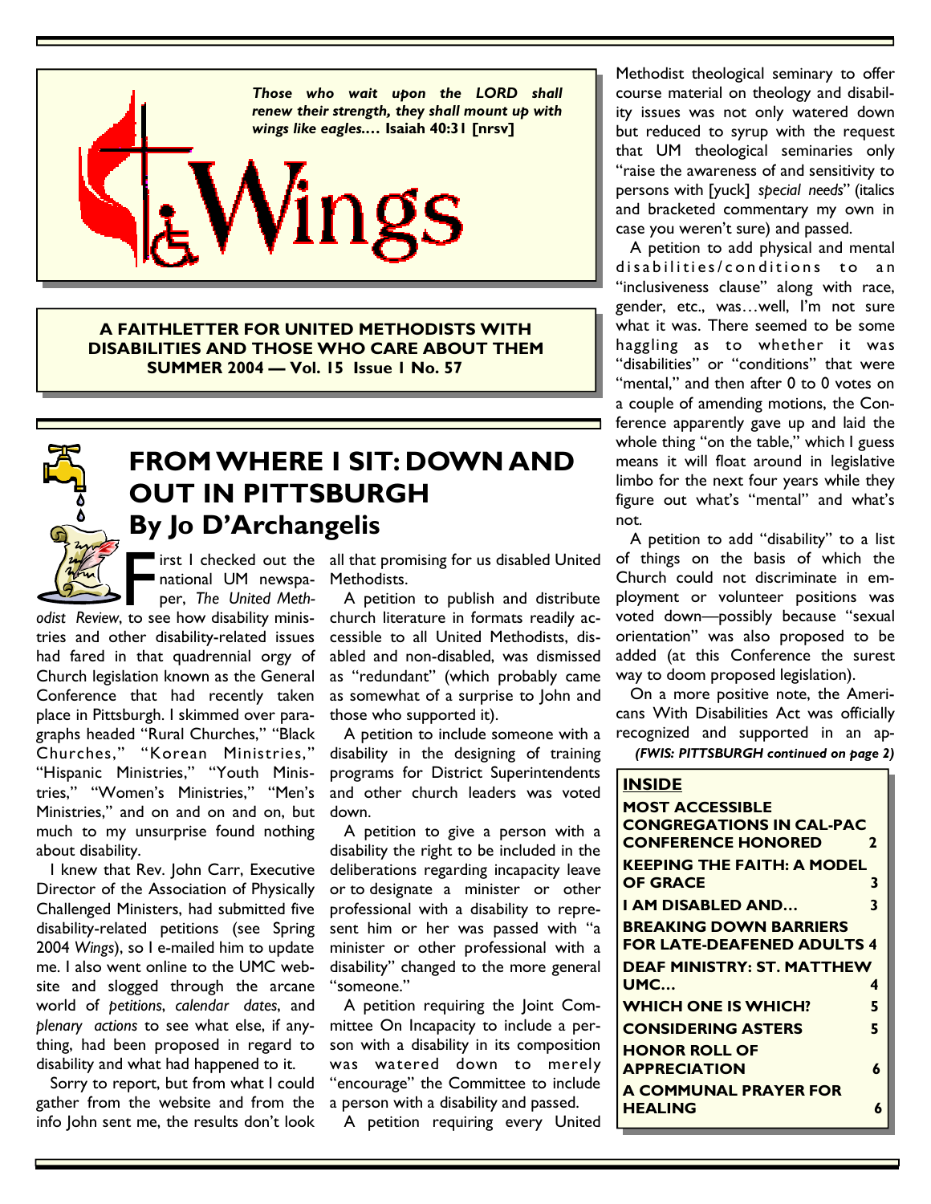*Those who wait upon the LORD shall renew their strength, they shall mount up with wings like eagles....* **Isaiah 40:31 [nrsv]**

# Wings

**A FAITHLETTER FOR UNITED METHODISTS WITH DISABILITIES AND THOSE WHO CARE ABOUT THEM**
**SUMMER 2004 — Vol. 15 Issue 1 No. 57**

## FROM WHERE I SIT: DOWN AND OUT IN PITTSBURGH

### By Jo D'Archangelis

First I checked out the national UM newspaper, *The United Methodist Review*, to see how disability ministries and other disability-related issues had fared in that quadrennial orgy of Church legislation known as the General Conference that had recently taken place in Pittsburgh. I skimmed over paragraphs headed "Rural Churches," "Black Churches," "Korean Ministries," "Hispanic Ministries," "Youth Ministries," "Women's Ministries," "Men's Ministries," and on and on and on, but much to my unsurprise found nothing about disability.

I knew that Rev. John Carr, Executive Director of the Association of Physically Challenged Ministers, had submitted five disability-related petitions (see Spring 2004 *Wings*), so I e-mailed him to update me. I also went online to the UMC website and slogged through the arcane world of *petitions*, *calendar dates*, and *plenary actions* to see what else, if anything, had been proposed in regard to disability and what had happened to it.

Sorry to report, but from what I could gather from the website and from the info John sent me, the results don't look all that promising for us disabled United Methodists.

A petition to publish and distribute church literature in formats readily accessible to all United Methodists, disabled and non-disabled, was dismissed as "redundant" (which probably came as somewhat of a surprise to John and those who supported it).

A petition to include someone with a disability in the designing of training programs for District Superintendents and other church leaders was voted down.

A petition to give a person with a disability the right to be included in the deliberations regarding incapacity leave or to designate a minister or other professional with a disability to represent him or her was passed with "a minister or other professional with a disability" changed to the more general "someone."

A petition requiring the Joint Committee On Incapacity to include a person with a disability in its composition was watered down to merely "encourage" the Committee to include a person with a disability and passed.

A petition requiring every United Methodist theological seminary to offer course material on theology and disability issues was not only watered down but reduced to syrup with the request that UM theological seminaries only "raise the awareness of and sensitivity to persons with [yuck] *special needs*" (italics and bracketed commentary my own in case you weren't sure) and passed.

A petition to add physical and mental disabilities/conditions to an "inclusiveness clause" along with race, gender, etc., was…well, I'm not sure what it was. There seemed to be some haggling as to whether it was "disabilities" or "conditions" that were "mental," and then after 0 to 0 votes on a couple of amending motions, the Conference apparently gave up and laid the whole thing "on the table," which I guess means it will float around in legislative limbo for the next four years while they figure out what's "mental" and what's not.

A petition to add "disability" to a list of things on the basis of which the Church could not discriminate in employment or volunteer positions was voted down—possibly because "sexual orientation" was also proposed to be added (at this Conference the surest way to doom proposed legislation).

On a more positive note, the Americans With Disabilities Act was officially recognized and supported in an ap-

*(FWIS: PITTSBURGH continued on page 2)*

**INSIDE**

| | |
|---|---|
| **MOST ACCESSIBLE CONGREGATIONS IN CAL-PAC CONFERENCE HONORED** | **2** |
| **KEEPING THE FAITH: A MODEL OF GRACE** | **3** |
| **I AM DISABLED AND…** | **3** |
| **BREAKING DOWN BARRIERS FOR LATE-DEAFENED ADULTS** | **4** |
| **DEAF MINISTRY: ST. MATTHEW UMC…** | **4** |
| **WHICH ONE IS WHICH?** | **5** |
| **CONSIDERING ASTERS** | **5** |
| **HONOR ROLL OF APPRECIATION** | **6** |
| **A COMMUNAL PRAYER FOR HEALING** | **6** |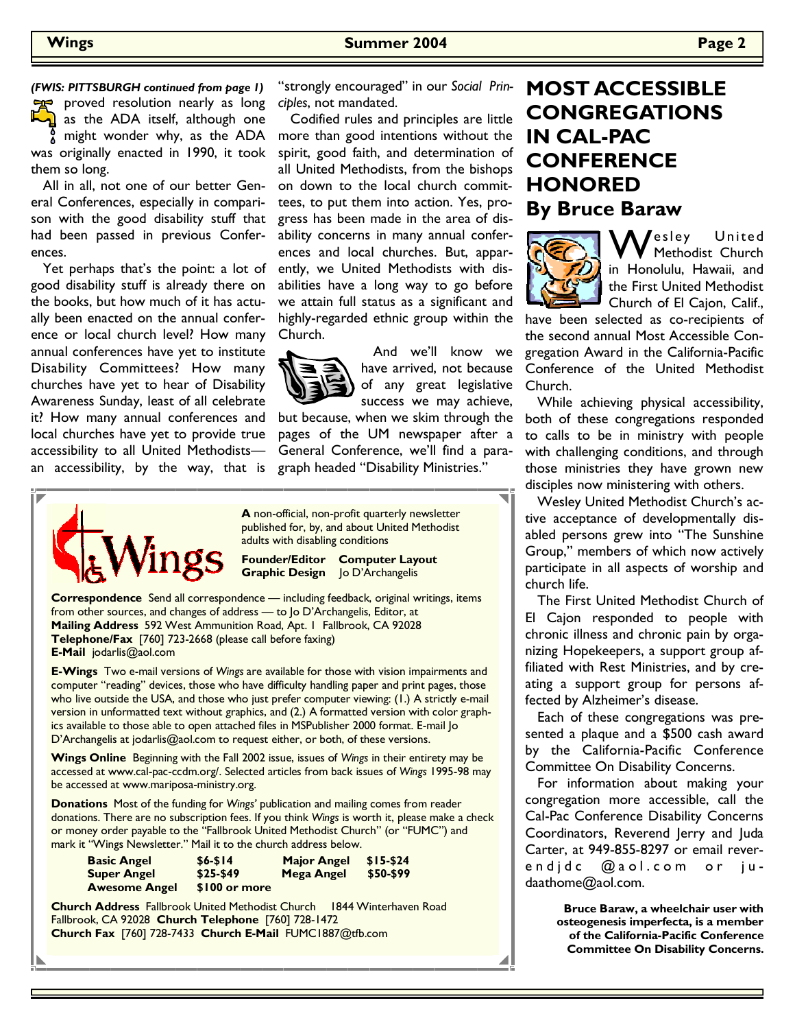*(FWIS: PITTSBURGH continued from page 1)*

proved resolution nearly as long as the ADA itself, although one might wonder why, as the ADA was originally enacted in 1990, it took them so long.

All in all, not one of our better General Conferences, especially in comparison with the good disability stuff that had been passed in previous Conferences.

Yet perhaps that's the point: a lot of good disability stuff is already there on the books, but how much of it has actually been enacted on the annual conference or local church level? How many annual conferences have yet to institute Disability Committees? How many churches have yet to hear of Disability Awareness Sunday, least of all celebrate it? How many annual conferences and local churches have yet to provide true accessibility to all United Methodists—an accessibility, by the way, that is "strongly encouraged" in our *Social Principles*, not mandated.

Codified rules and principles are little more than good intentions without the spirit, good faith, and determination of all United Methodists, from the bishops on down to the local church committees, to put them into action. Yes, progress has been made in the area of disability concerns in many annual conferences and local churches. But, apparently, we United Methodists with disabilities have a long way to go before we attain full status as a significant and highly-regarded ethnic group within the Church.

And we'll know we have arrived, not because of any great legislative success we may achieve, but because, when we skim through the pages of the UM newspaper after a General Conference, we'll find a paragraph headed "Disability Ministries."

---

**Wings**

**A** non-official, non-profit quarterly newsletter published for, by, and about United Methodist adults with disabling conditions

**Founder/Editor Computer Layout Graphic Design** Jo D'Archangelis

**Correspondence** Send all correspondence — including feedback, original writings, items from other sources, and changes of address — to Jo D'Archangelis, Editor, at
**Mailing Address** 592 West Ammunition Road, Apt. 1 Fallbrook, CA 92028
**Telephone/Fax** [760] 723-2668 (please call before faxing)
**E-Mail** jodarlis@aol.com

**E-Wings** Two e-mail versions of *Wings* are available for those with vision impairments and computer "reading" devices, those who have difficulty handling paper and print pages, those who live outside the USA, and those who just prefer computer viewing: (1.) A strictly e-mail version in unformatted text without graphics, and (2.) A formatted version with color graphics available to those able to open attached files in MSPublisher 2000 format. E-mail Jo D'Archangelis at jodarlis@aol.com to request either, or both, of these versions.

**Wings Online** Beginning with the Fall 2002 issue, issues of *Wings* in their entirety may be accessed at www.cal-pac-ccdm.org/. Selected articles from back issues of *Wings* 1995-98 may be accessed at www.mariposa-ministry.org.

**Donations** Most of the funding for *Wings'* publication and mailing comes from reader donations. There are no subscription fees. If you think *Wings* is worth it, please make a check or money order payable to the "Fallbrook United Methodist Church" (or "FUMC") and mark it "Wings Newsletter." Mail it to the church address below.

| | | | |
|---|---|---|---|
| **Basic Angel** | **$6-$14** | **Major Angel** | **$15-$24** |
| **Super Angel** | **$25-$49** | **Mega Angel** | **$50-$99** |
| **Awesome Angel** | **$100 or more** | | |

**Church Address** Fallbrook United Methodist Church 1844 Winterhaven Road Fallbrook, CA 92028 **Church Telephone** [760] 728-1472
**Church Fax** [760] 728-7433 **Church E-Mail** FUMC1887@tfb.com

---

# MOST ACCESSIBLE CONGREGATIONS IN CAL-PAC CONFERENCE HONORED

## By Bruce Baraw

Wesley United Methodist Church in Honolulu, Hawaii, and the First United Methodist Church of El Cajon, Calif., have been selected as co-recipients of the second annual Most Accessible Congregation Award in the California-Pacific Conference of the United Methodist Church.

While achieving physical accessibility, both of these congregations responded to calls to be in ministry with people with challenging conditions, and through those ministries they have grown new disciples now ministering with others.

Wesley United Methodist Church's active acceptance of developmentally disabled persons grew into "The Sunshine Group," members of which now actively participate in all aspects of worship and church life.

The First United Methodist Church of El Cajon responded to people with chronic illness and chronic pain by organizing Hopekeepers, a support group affiliated with Rest Ministries, and by creating a support group for persons affected by Alzheimer's disease.

Each of these congregations was presented a plaque and a $500 cash award by the California-Pacific Conference Committee On Disability Concerns.

For information about making your congregation more accessible, call the Cal-Pac Conference Disability Concerns Coordinators, Reverend Jerry and Juda Carter, at 949-855-8297 or email reverendjdc @aol.com or judaathome@aol.com.

**Bruce Baraw, a wheelchair user with osteogenesis imperfecta, is a member of the California-Pacific Conference Committee On Disability Concerns.**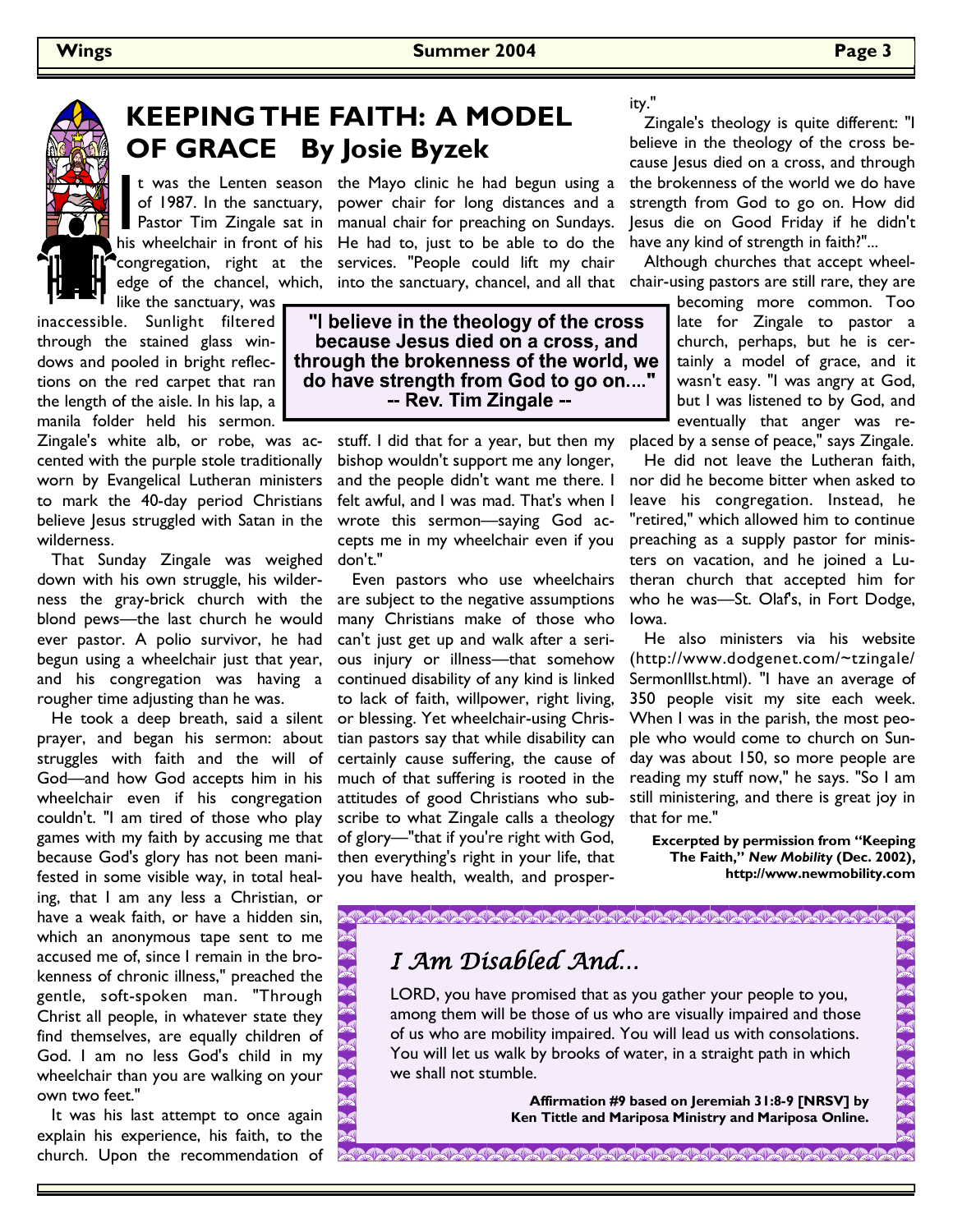# KEEPING THE FAITH: A MODEL OF GRACE By Josie Byzek

It was the Lenten season of 1987. In the sanctuary, Pastor Tim Zingale sat in his wheelchair in front of his congregation, right at the edge of the chancel, which, like the sanctuary, was inaccessible. Sunlight filtered through the stained glass windows and pooled in bright reflections on the red carpet that ran the length of the aisle. In his lap, a manila folder held his sermon. Zingale's white alb, or robe, was accented with the purple stole traditionally worn by Evangelical Lutheran ministers to mark the 40-day period Christians believe Jesus struggled with Satan in the wilderness.

That Sunday Zingale was weighed down with his own struggle, his wilderness the gray-brick church with the blond pews—the last church he would ever pastor. A polio survivor, he had begun using a wheelchair just that year, and his congregation was having a rougher time adjusting than he was.

He took a deep breath, said a silent prayer, and began his sermon: about struggles with faith and the will of God—and how God accepts him in his wheelchair even if his congregation couldn't. "I am tired of those who play games with my faith by accusing me that because God's glory has not been manifested in some visible way, in total healing, that I am any less a Christian, or have a weak faith, or have a hidden sin, which an anonymous tape sent to me accused me of, since I remain in the brokenness of chronic illness," preached the gentle, soft-spoken man. "Through Christ all people, in whatever state they find themselves, are equally children of God. I am no less God's child in my wheelchair than you are walking on your own two feet."

It was his last attempt to once again explain his experience, his faith, to the church. Upon the recommendation of the Mayo clinic he had begun using a power chair for long distances and a manual chair for preaching on Sundays. He had to, just to be able to do the services. "People could lift my chair into the sanctuary, chancel, and all that stuff. I did that for a year, but then my bishop wouldn't support me any longer, and the people didn't want me there. I felt awful, and I was mad. That's when I wrote this sermon—saying God accepts me in my wheelchair even if you don't."

> **"I believe in the theology of the cross because Jesus died on a cross, and through the brokenness of the world, we do have strength from God to go on...."**
> **-- Rev. Tim Zingale --**

Even pastors who use wheelchairs are subject to the negative assumptions many Christians make of those who can't just get up and walk after a serious injury or illness—that somehow continued disability of any kind is linked to lack of faith, willpower, right living, or blessing. Yet wheelchair-using Christian pastors say that while disability can certainly cause suffering, the cause of much of that suffering is rooted in the attitudes of good Christians who subscribe to what Zingale calls a theology of glory—"that if you're right with God, then everything's right in your life, that you have health, wealth, and prosperity."

Zingale's theology is quite different: "I believe in the theology of the cross because Jesus died on a cross, and through the brokenness of the world we do have strength from God to go on. How did Jesus die on Good Friday if he didn't have any kind of strength in faith?"...

Although churches that accept wheelchair-using pastors are still rare, they are becoming more common. Too late for Zingale to pastor a church, perhaps, but he is certainly a model of grace, and it wasn't easy. "I was angry at God, but I was listened to by God, and eventually that anger was replaced by a sense of peace," says Zingale.

He did not leave the Lutheran faith, nor did he become bitter when asked to leave his congregation. Instead, he "retired," which allowed him to continue preaching as a supply pastor for ministers on vacation, and he joined a Lutheran church that accepted him for who he was—St. Olaf's, in Fort Dodge, Iowa.

He also ministers via his website (http://www.dodgenet.com/~tzingale/SermonIllst.html). "I have an average of 350 people visit my site each week. When I was in the parish, the most people who would come to church on Sunday was about 150, so more people are reading my stuff now," he says. "So I am still ministering, and there is great joy in that for me."

**Excerpted by permission from "Keeping The Faith,"** ***New Mobility*** **(Dec. 2002), http://www.newmobility.com**

## *I Am Disabled And...*

LORD, you have promised that as you gather your people to you, among them will be those of us who are visually impaired and those of us who are mobility impaired. You will lead us with consolations. You will let us walk by brooks of water, in a straight path in which we shall not stumble.

**Affirmation #9 based on Jeremiah 31:8-9 [NRSV] by Ken Tittle and Mariposa Ministry and Mariposa Online.**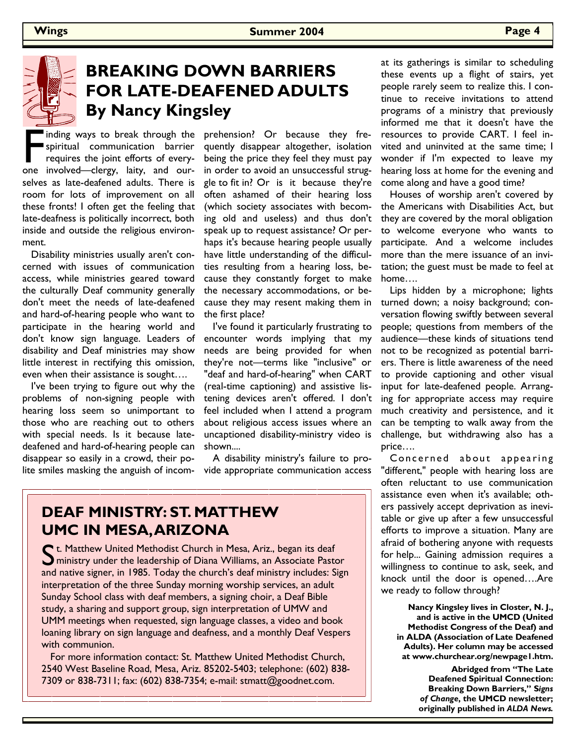# BREAKING DOWN BARRIERS FOR LATE-DEAFENED ADULTS

## By Nancy Kingsley

Finding ways to break through the spiritual communication barrier requires the joint efforts of everyone involved—clergy, laity, and ourselves as late-deafened adults. There is room for lots of improvement on all these fronts! I often get the feeling that late-deafness is politically incorrect, both inside and outside the religious environment.

Disability ministries usually aren't concerned with issues of communication access, while ministries geared toward the culturally Deaf community generally don't meet the needs of late-deafened and hard-of-hearing people who want to participate in the hearing world and don't know sign language. Leaders of disability and Deaf ministries may show little interest in rectifying this omission, even when their assistance is sought….

I've been trying to figure out why the problems of non-signing people with hearing loss seem so unimportant to those who are reaching out to others with special needs. Is it because late-deafened and hard-of-hearing people can disappear so easily in a crowd, their polite smiles masking the anguish of incomprehension? Or because they frequently disappear altogether, isolation being the price they feel they must pay in order to avoid an unsuccessful struggle to fit in? Or is it because they're often ashamed of their hearing loss (which society associates with becoming old and useless) and thus don't speak up to request assistance? Or perhaps it's because hearing people usually have little understanding of the difficulties resulting from a hearing loss, because they constantly forget to make the necessary accommodations, or because they may resent making them in the first place?

I've found it particularly frustrating to encounter words implying that my needs are being provided for when they're not—terms like "inclusive" or "deaf and hard-of-hearing" when CART (real-time captioning) and assistive listening devices aren't offered. I don't feel included when I attend a program about religious access issues where an uncaptioned disability-ministry video is shown....

A disability ministry's failure to provide appropriate communication access at its gatherings is similar to scheduling these events up a flight of stairs, yet people rarely seem to realize this. I continue to receive invitations to attend programs of a ministry that previously informed me that it doesn't have the resources to provide CART. I feel invited and uninvited at the same time; I wonder if I'm expected to leave my hearing loss at home for the evening and come along and have a good time?

Houses of worship aren't covered by the Americans with Disabilities Act, but they are covered by the moral obligation to welcome everyone who wants to participate. And a welcome includes more than the mere issuance of an invitation; the guest must be made to feel at home….

Lips hidden by a microphone; lights turned down; a noisy background; conversation flowing swiftly between several people; questions from members of the audience—these kinds of situations tend not to be recognized as potential barriers. There is little awareness of the need to provide captioning and other visual input for late-deafened people. Arranging for appropriate access may require much creativity and persistence, and it can be tempting to walk away from the challenge, but withdrawing also has a price….

Concerned about appearing "different," people with hearing loss are often reluctant to use communication assistance even when it's available; others passively accept deprivation as inevitable or give up after a few unsuccessful efforts to improve a situation. Many are afraid of bothering anyone with requests for help... Gaining admission requires a willingness to continue to ask, seek, and knock until the door is opened….Are we ready to follow through?

**Nancy Kingsley lives in Closter, N. J., and is active in the UMCD (United Methodist Congress of the Deaf) and in ALDA (Association of Late Deafened Adults). Her column may be accessed at www.churchear.org/newpage1.htm.**

**Abridged from "The Late Deafened Spiritual Connection: Breaking Down Barriers," *Signs of Change*, the UMCD newsletter; originally published in *ALDA News*.**

## DEAF MINISTRY: ST. MATTHEW UMC IN MESA, ARIZONA

St. Matthew United Methodist Church in Mesa, Ariz., began its deaf ministry under the leadership of Diana Williams, an Associate Pastor and native signer, in 1985. Today the church's deaf ministry includes: Sign interpretation of the three Sunday morning worship services, an adult Sunday School class with deaf members, a signing choir, a Deaf Bible study, a sharing and support group, sign interpretation of UMW and UMM meetings when requested, sign language classes, a video and book loaning library on sign language and deafness, and a monthly Deaf Vespers with communion.

For more information contact: St. Matthew United Methodist Church, 2540 West Baseline Road, Mesa, Ariz. 85202-5403; telephone: (602) 838-7309 or 838-7311; fax: (602) 838-7354; e-mail: stmatt@goodnet.com.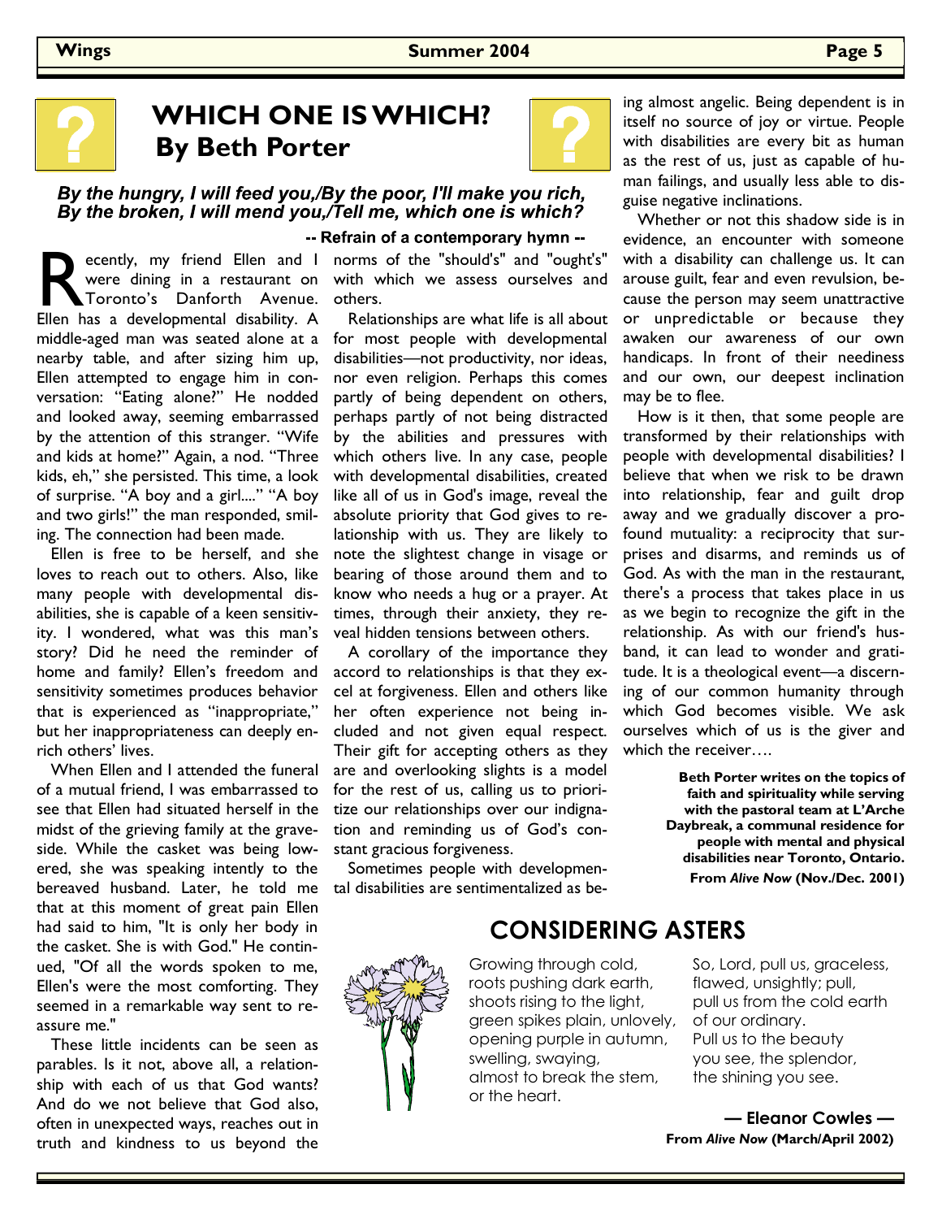# WHICH ONE IS WHICH?
## By Beth Porter

***By the hungry, I will feed you,/By the poor, I'll make you rich,***
***By the broken, I will mend you,/Tell me, which one is which?***

**-- Refrain of a contemporary hymn --**

Recently, my friend Ellen and I were dining in a restaurant on Toronto's Danforth Avenue. Ellen has a developmental disability. A middle-aged man was seated alone at a nearby table, and after sizing him up, Ellen attempted to engage him in conversation: "Eating alone?" He nodded and looked away, seeming embarrassed by the attention of this stranger. "Wife and kids at home?" Again, a nod. "Three kids, eh," she persisted. This time, a look of surprise. "A boy and a girl...." "A boy and two girls!" the man responded, smiling. The connection had been made.

Ellen is free to be herself, and she loves to reach out to others. Also, like many people with developmental disabilities, she is capable of a keen sensitivity. I wondered, what was this man's story? Did he need the reminder of home and family? Ellen's freedom and sensitivity sometimes produces behavior that is experienced as "inappropriate," but her inappropriateness can deeply enrich others' lives.

When Ellen and I attended the funeral of a mutual friend, I was embarrassed to see that Ellen had situated herself in the midst of the grieving family at the graveside. While the casket was being lowered, she was speaking intently to the bereaved husband. Later, he told me that at this moment of great pain Ellen had said to him, "It is only her body in the casket. She is with God." He continued, "Of all the words spoken to me, Ellen's were the most comforting. They seemed in a remarkable way sent to reassure me."

These little incidents can be seen as parables. Is it not, above all, a relationship with each of us that God wants? And do we not believe that God also, often in unexpected ways, reaches out in truth and kindness to us beyond the norms of the "should's" and "ought's" with which we assess ourselves and others.

Relationships are what life is all about for most people with developmental disabilities—not productivity, nor ideas, nor even religion. Perhaps this comes partly of being dependent on others, perhaps partly of not being distracted by the abilities and pressures with which others live. In any case, people with developmental disabilities, created like all of us in God's image, reveal the absolute priority that God gives to relationship with us. They are likely to note the slightest change in visage or bearing of those around them and to know who needs a hug or a prayer. At times, through their anxiety, they reveal hidden tensions between others.

A corollary of the importance they accord to relationships is that they excel at forgiveness. Ellen and others like her often experience not being included and not given equal respect. Their gift for accepting others as they are and overlooking slights is a model for the rest of us, calling us to prioritize our relationships over our indignation and reminding us of God's constant gracious forgiveness.

Sometimes people with developmental disabilities are sentimentalized as being almost angelic. Being dependent is in itself no source of joy or virtue. People with disabilities are every bit as human as the rest of us, just as capable of human failings, and usually less able to disguise negative inclinations.

Whether or not this shadow side is in evidence, an encounter with someone with a disability can challenge us. It can arouse guilt, fear and even revulsion, because the person may seem unattractive or unpredictable or because they awaken our awareness of our own handicaps. In front of their neediness and our own, our deepest inclination may be to flee.

How is it then, that some people are transformed by their relationships with people with developmental disabilities? I believe that when we risk to be drawn into relationship, fear and guilt drop away and we gradually discover a profound mutuality: a reciprocity that surprises and disarms, and reminds us of God. As with the man in the restaurant, there's a process that takes place in us as we begin to recognize the gift in the relationship. As with our friend's husband, it can lead to wonder and gratitude. It is a theological event—a discerning of our common humanity through which God becomes visible. We ask ourselves which of us is the giver and which the receiver….

**Beth Porter writes on the topics of faith and spirituality while serving with the pastoral team at L'Arche Daybreak, a communal residence for people with mental and physical disabilities near Toronto, Ontario.**

**From *Alive Now* (Nov./Dec. 2001)**

# CONSIDERING ASTERS

Growing through cold,
roots pushing dark earth,
shoots rising to the light,
green spikes plain, unlovely,
opening purple in autumn,
swelling, swaying,
almost to break the stem,
or the heart.

So, Lord, pull us, graceless,
flawed, unsightly; pull,
pull us from the cold earth
of our ordinary.
Pull us to the beauty
you see, the splendor,
the shining you see.

**— Eleanor Cowles —**

**From *Alive Now* (March/April 2002)**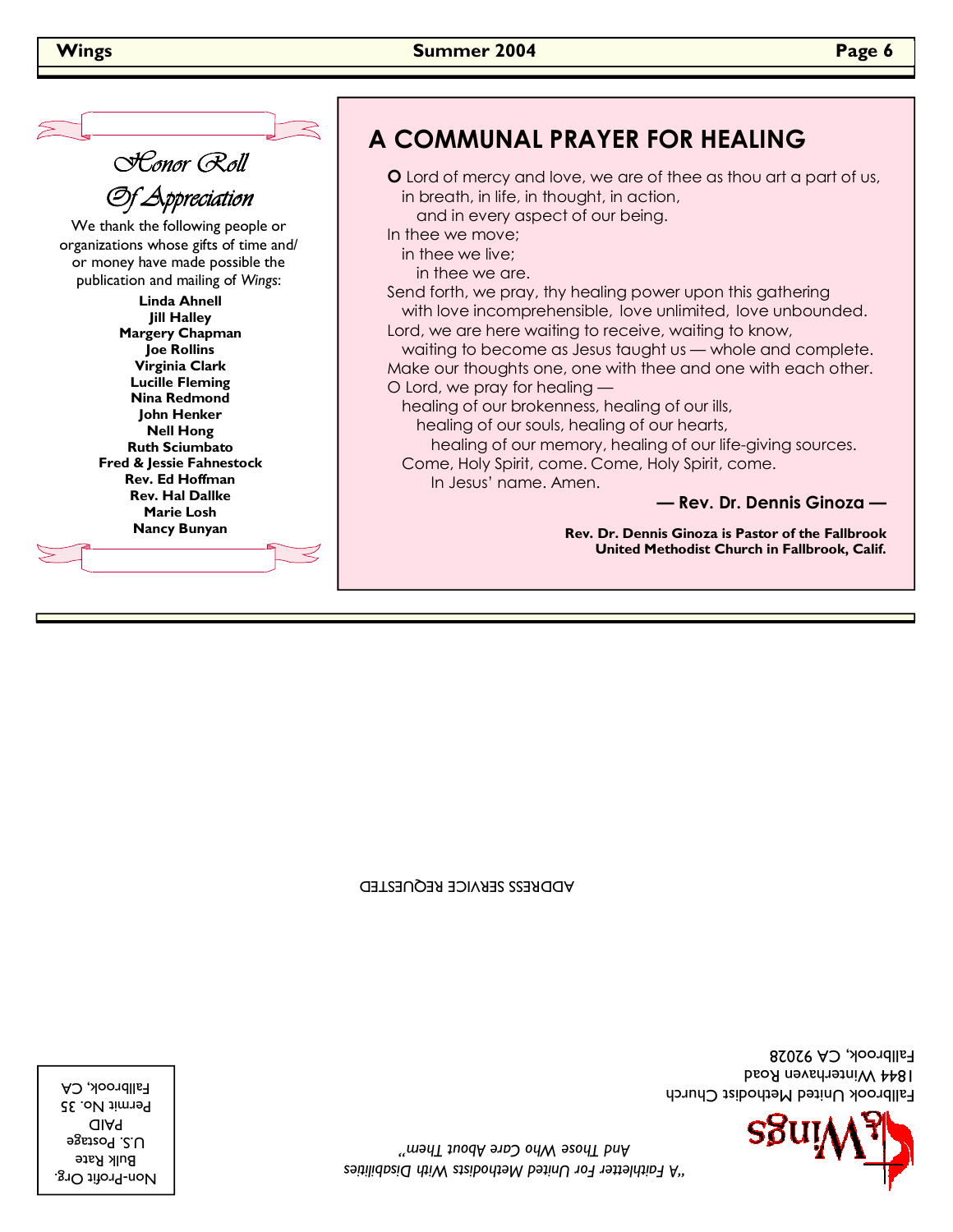## Honor Roll Of Appreciation

We thank the following people or organizations whose gifts of time and/ or money have made possible the publication and mailing of *Wings*:

**Linda Ahnell**
**Jill Halley**
**Margery Chapman**
**Joe Rollins**
**Virginia Clark**
**Lucille Fleming**
**Nina Redmond**
**John Henker**
**Nell Hong**
**Ruth Sciumbato**
**Fred & Jessie Fahnestock**
**Rev. Ed Hoffman**
**Rev. Hal Dallke**
**Marie Losh**
**Nancy Bunyan**

# A COMMUNAL PRAYER FOR HEALING

**O** Lord of mercy and love, we are of thee as thou art a part of us,
in breath, in life, in thought, in action,
and in every aspect of our being.
In thee we move;
in thee we live;
in thee we are.
Send forth, we pray, thy healing power upon this gathering
with love incomprehensible, love unlimited, love unbounded.
Lord, we are here waiting to receive, waiting to know,
waiting to become as Jesus taught us — whole and complete.
Make our thoughts one, one with thee and one with each other.
O Lord, we pray for healing —
healing of our brokenness, healing of our ills,
healing of our souls, healing of our hearts,
healing of our memory, healing of our life-giving sources.
Come, Holy Spirit, come. Come, Holy Spirit, come.
In Jesus' name. Amen.

**— Rev. Dr. Dennis Ginoza —**

**Rev. Dr. Dennis Ginoza is Pastor of the Fallbrook United Methodist Church in Fallbrook, Calif.**

ADDRESS SERVICE REQUESTED

Wings

*"A Faithletter For United Methodists With Disabilities And Those Who Care About Them"*

Fallbrook United Methodist Church
1844 Winterhaven Road
Fallbrook, CA 92028

Non-Profit Org.
Bulk Rate
U.S. Postage
PAID
Permit No. 35
Fallbrook, CA